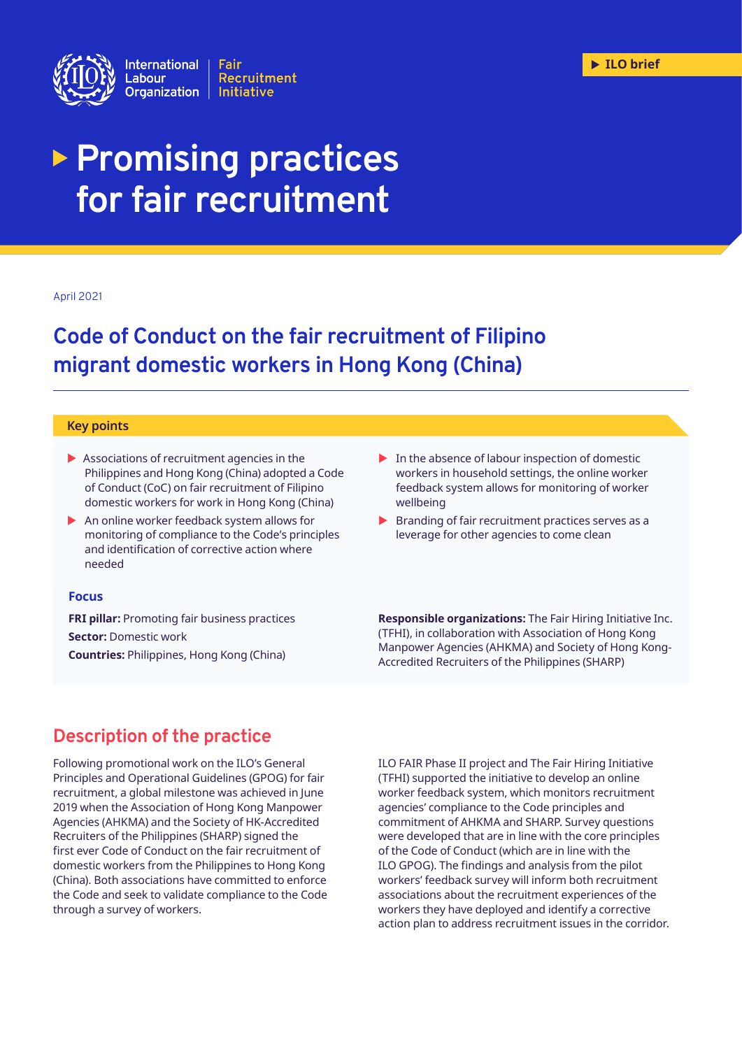International Labour Organization | Fair Recruitment Initiative

ILO brief

# Promising practices for fair recruitment

April 2021

## Code of Conduct on the fair recruitment of Filipino migrant domestic workers in Hong Kong (China)

### Key points

- Associations of recruitment agencies in the Philippines and Hong Kong (China) adopted a Code of Conduct (CoC) on fair recruitment of Filipino domestic workers for work in Hong Kong (China)
- An online worker feedback system allows for monitoring of compliance to the Code's principles and identification of corrective action where needed
- In the absence of labour inspection of domestic workers in household settings, the online worker feedback system allows for monitoring of worker wellbeing
- Branding of fair recruitment practices serves as a leverage for other agencies to come clean

### Focus

**FRI pillar:** Promoting fair business practices

**Sector:** Domestic work

**Countries:** Philippines, Hong Kong (China)

**Responsible organizations:** The Fair Hiring Initiative Inc. (TFHI), in collaboration with Association of Hong Kong Manpower Agencies (AHKMA) and Society of Hong Kong-Accredited Recruiters of the Philippines (SHARP)

## Description of the practice

Following promotional work on the ILO's General Principles and Operational Guidelines (GPOG) for fair recruitment, a global milestone was achieved in June 2019 when the Association of Hong Kong Manpower Agencies (AHKMA) and the Society of HK-Accredited Recruiters of the Philippines (SHARP) signed the first ever Code of Conduct on the fair recruitment of domestic workers from the Philippines to Hong Kong (China). Both associations have committed to enforce the Code and seek to validate compliance to the Code through a survey of workers.

ILO FAIR Phase II project and The Fair Hiring Initiative (TFHI) supported the initiative to develop an online worker feedback system, which monitors recruitment agencies' compliance to the Code principles and commitment of AHKMA and SHARP. Survey questions were developed that are in line with the core principles of the Code of Conduct (which are in line with the ILO GPOG). The findings and analysis from the pilot workers' feedback survey will inform both recruitment associations about the recruitment experiences of the workers they have deployed and identify a corrective action plan to address recruitment issues in the corridor.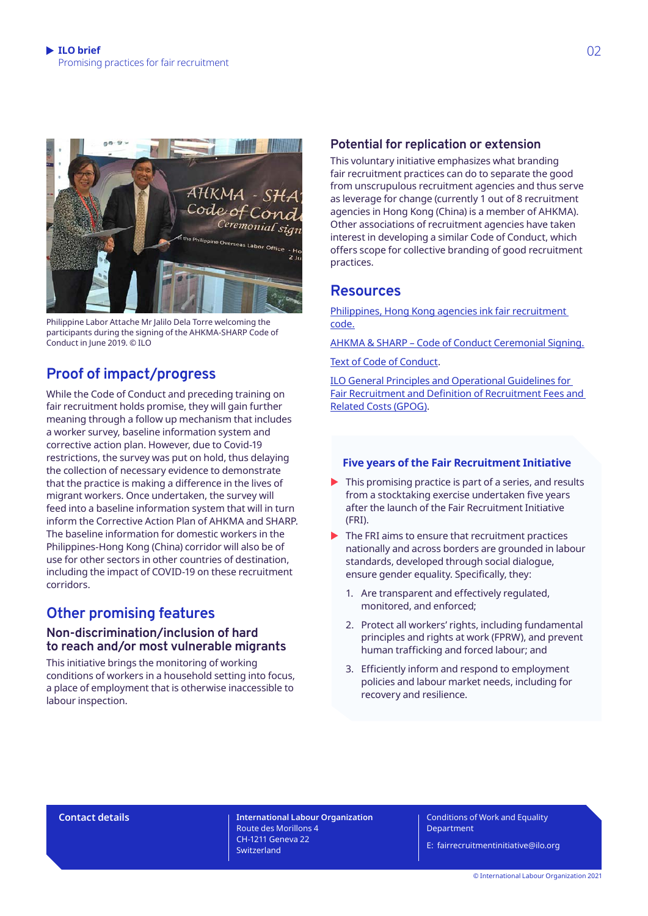Philippine Labor Attache Mr Jalilo Dela Torre welcoming the participants during the signing of the AHKMA-SHARP Code of Conduct in June 2019. © ILO

## Proof of impact/progress

While the Code of Conduct and preceding training on fair recruitment holds promise, they will gain further meaning through a follow up mechanism that includes a worker survey, baseline information system and corrective action plan. However, due to Covid-19 restrictions, the survey was put on hold, thus delaying the collection of necessary evidence to demonstrate that the practice is making a difference in the lives of migrant workers. Once undertaken, the survey will feed into a baseline information system that will in turn inform the Corrective Action Plan of AHKMA and SHARP. The baseline information for domestic workers in the Philippines-Hong Kong (China) corridor will also be of use for other sectors in other countries of destination, including the impact of COVID-19 on these recruitment corridors.

## Other promising features

### Non-discrimination/inclusion of hard to reach and/or most vulnerable migrants

This initiative brings the monitoring of working conditions of workers in a household setting into focus, a place of employment that is otherwise inaccessible to labour inspection.

### Potential for replication or extension

This voluntary initiative emphasizes what branding fair recruitment practices can do to separate the good from unscrupulous recruitment agencies and thus serve as leverage for change (currently 1 out of 8 recruitment agencies in Hong Kong (China) is a member of AHKMA). Other associations of recruitment agencies have taken interest in developing a similar Code of Conduct, which offers scope for collective branding of good recruitment practices.

## Resources

Philippines, Hong Kong agencies ink fair recruitment code.

AHKMA & SHARP – Code of Conduct Ceremonial Signing.

Text of Code of Conduct.

ILO General Principles and Operational Guidelines for Fair Recruitment and Definition of Recruitment Fees and Related Costs (GPOG).

### Five years of the Fair Recruitment Initiative

- This promising practice is part of a series, and results from a stocktaking exercise undertaken five years after the launch of the Fair Recruitment Initiative (FRI).
- The FRI aims to ensure that recruitment practices nationally and across borders are grounded in labour standards, developed through social dialogue, ensure gender equality. Specifically, they:

1. Are transparent and effectively regulated, monitored, and enforced;
2. Protect all workers' rights, including fundamental principles and rights at work (FPRW), and prevent human trafficking and forced labour; and
3. Efficiently inform and respond to employment policies and labour market needs, including for recovery and resilience.

**Contact details**

**International Labour Organization**
Route des Morillons 4
CH-1211 Geneva 22
Switzerland

Conditions of Work and Equality Department

E: fairrecruitmentinitiative@ilo.org

© International Labour Organization 2021